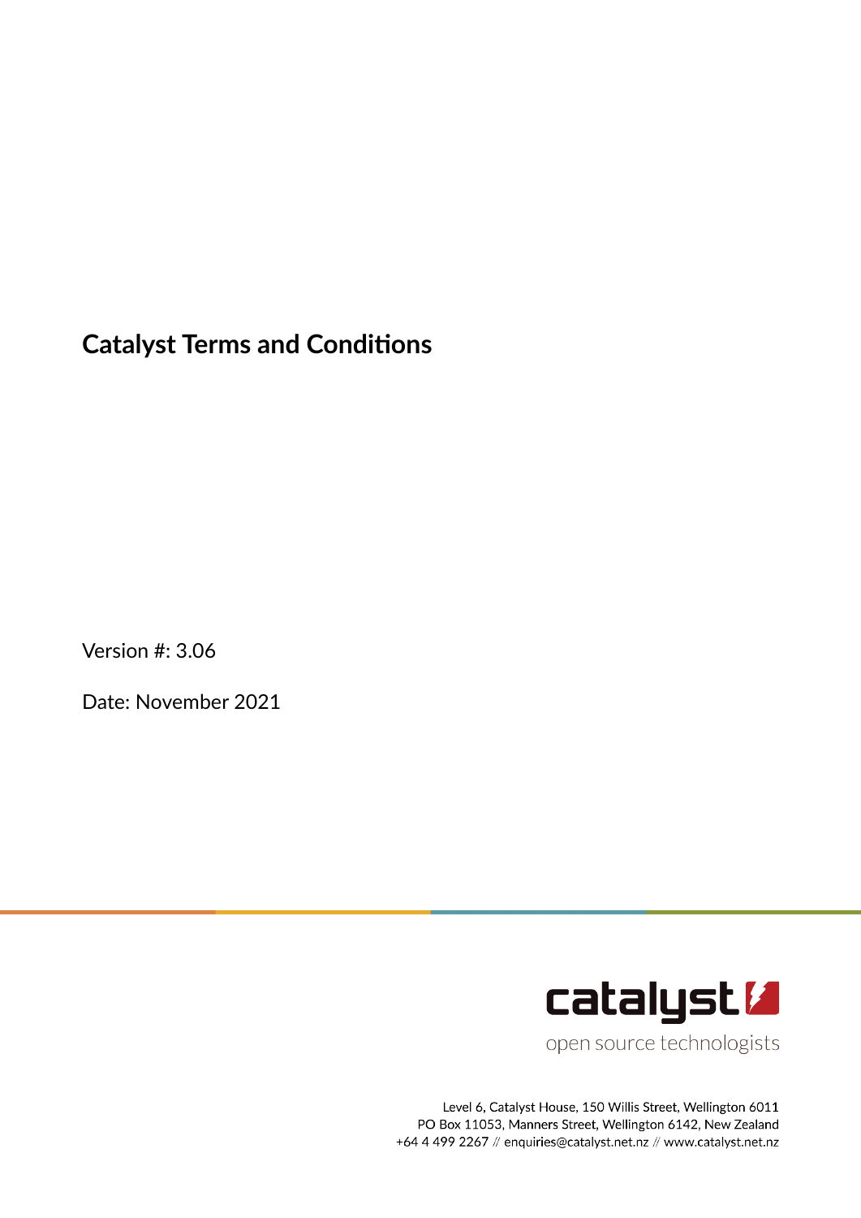# Catalyst Terms and Conditions

Version #: 3.06

Date: November 2021

catalyst

open source technologists

Level 6, Catalyst House, 150 Willis Street, Wellington 6011
PO Box 11053, Manners Street, Wellington 6142, New Zealand
+64 4 499 2267 // enquiries@catalyst.net.nz // www.catalyst.net.nz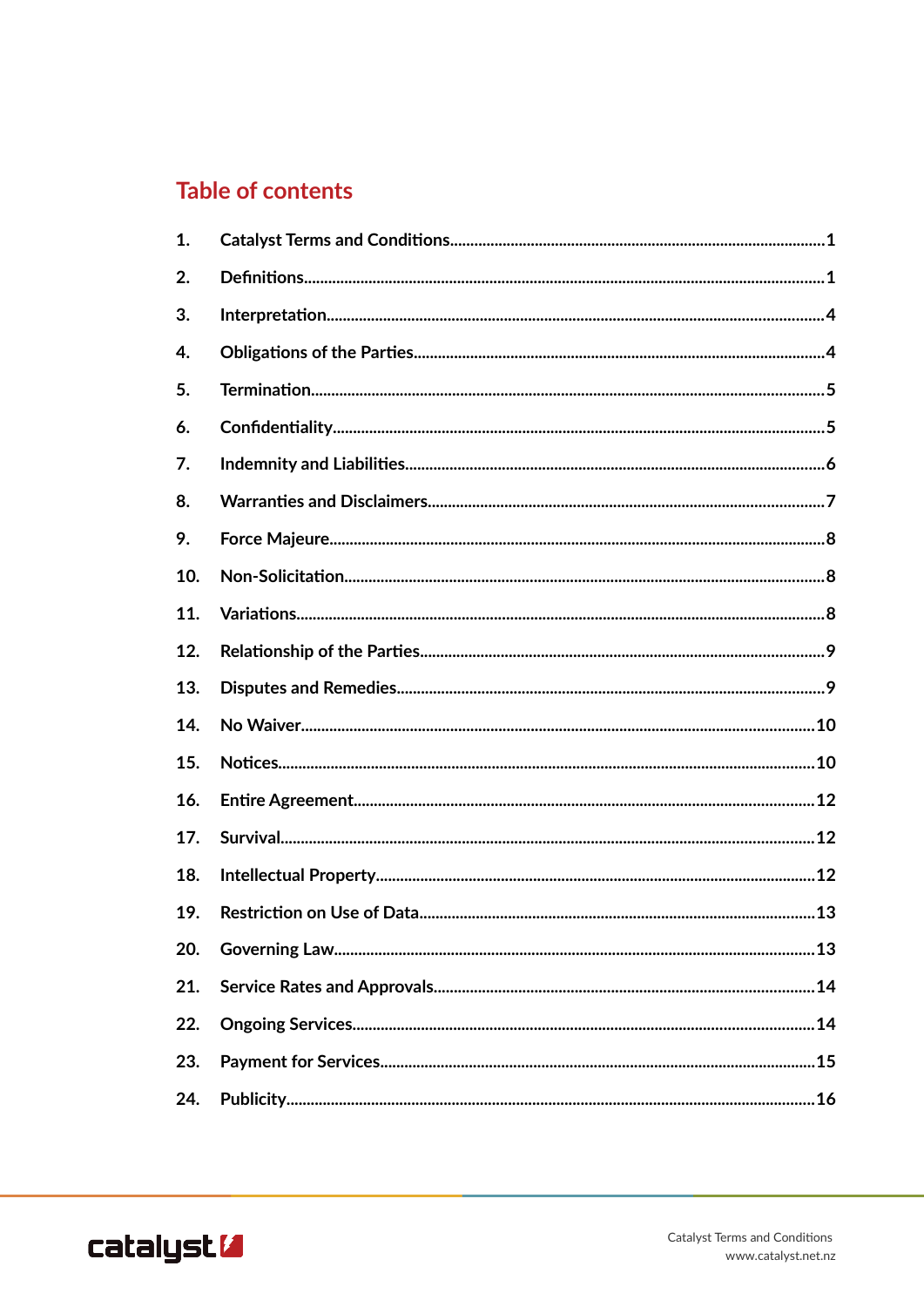## Table of contents

1. Catalyst Terms and Conditions ..... 1
2. Definitions ..... 1
3. Interpretation ..... 4
4. Obligations of the Parties ..... 4
5. Termination ..... 5
6. Confidentiality ..... 5
7. Indemnity and Liabilities ..... 6
8. Warranties and Disclaimers ..... 7
9. Force Majeure ..... 8
10. Non-Solicitation ..... 8
11. Variations ..... 8
12. Relationship of the Parties ..... 9
13. Disputes and Remedies ..... 9
14. No Waiver ..... 10
15. Notices ..... 10
16. Entire Agreement ..... 12
17. Survival ..... 12
18. Intellectual Property ..... 12
19. Restriction on Use of Data ..... 13
20. Governing Law ..... 13
21. Service Rates and Approvals ..... 14
22. Ongoing Services ..... 14
23. Payment for Services ..... 15
24. Publicity ..... 16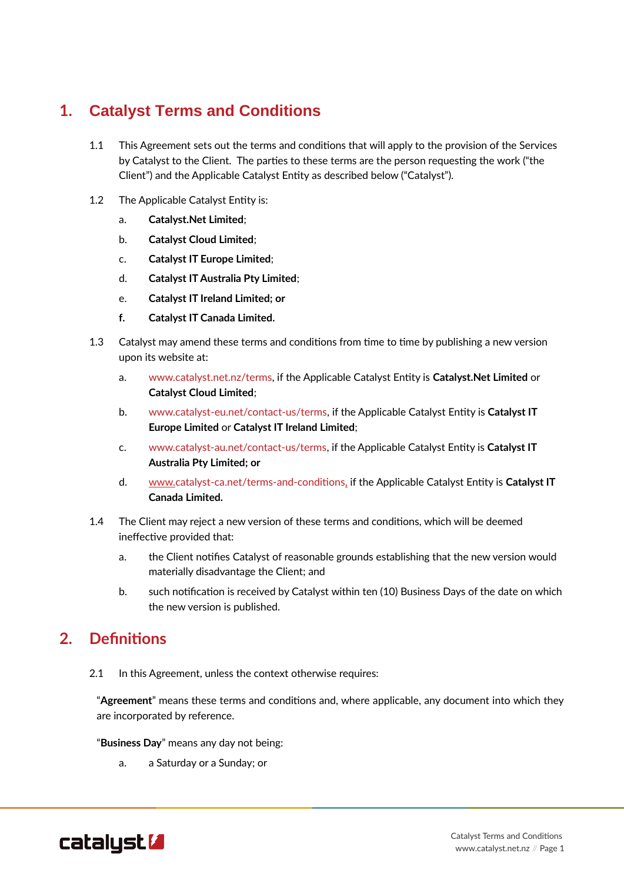# 1. Catalyst Terms and Conditions

1.1 This Agreement sets out the terms and conditions that will apply to the provision of the Services by Catalyst to the Client. The parties to these terms are the person requesting the work ("the Client") and the Applicable Catalyst Entity as described below ("Catalyst").

1.2 The Applicable Catalyst Entity is:

a. **Catalyst.Net Limited**;

b. **Catalyst Cloud Limited**;

c. **Catalyst IT Europe Limited**;

d. **Catalyst IT Australia Pty Limited**;

e. **Catalyst IT Ireland Limited; or**

**f. Catalyst IT Canada Limited.**

1.3 Catalyst may amend these terms and conditions from time to time by publishing a new version upon its website at:

a. www.catalyst.net.nz/terms, if the Applicable Catalyst Entity is **Catalyst.Net Limited** or **Catalyst Cloud Limited**;

b. www.catalyst-eu.net/contact-us/terms, if the Applicable Catalyst Entity is **Catalyst IT Europe Limited** or **Catalyst IT Ireland Limited**;

c. www.catalyst-au.net/contact-us/terms, if the Applicable Catalyst Entity is **Catalyst IT Australia Pty Limited; or**

d. www.catalyst-ca.net/terms-and-conditions, if the Applicable Catalyst Entity is **Catalyst IT Canada Limited.**

1.4 The Client may reject a new version of these terms and conditions, which will be deemed ineffective provided that:

a. the Client notifies Catalyst of reasonable grounds establishing that the new version would materially disadvantage the Client; and

b. such notification is received by Catalyst within ten (10) Business Days of the date on which the new version is published.

# 2. Definitions

2.1 In this Agreement, unless the context otherwise requires:

"**Agreement**" means these terms and conditions and, where applicable, any document into which they are incorporated by reference.

"**Business Day**" means any day not being:

a. a Saturday or a Sunday; or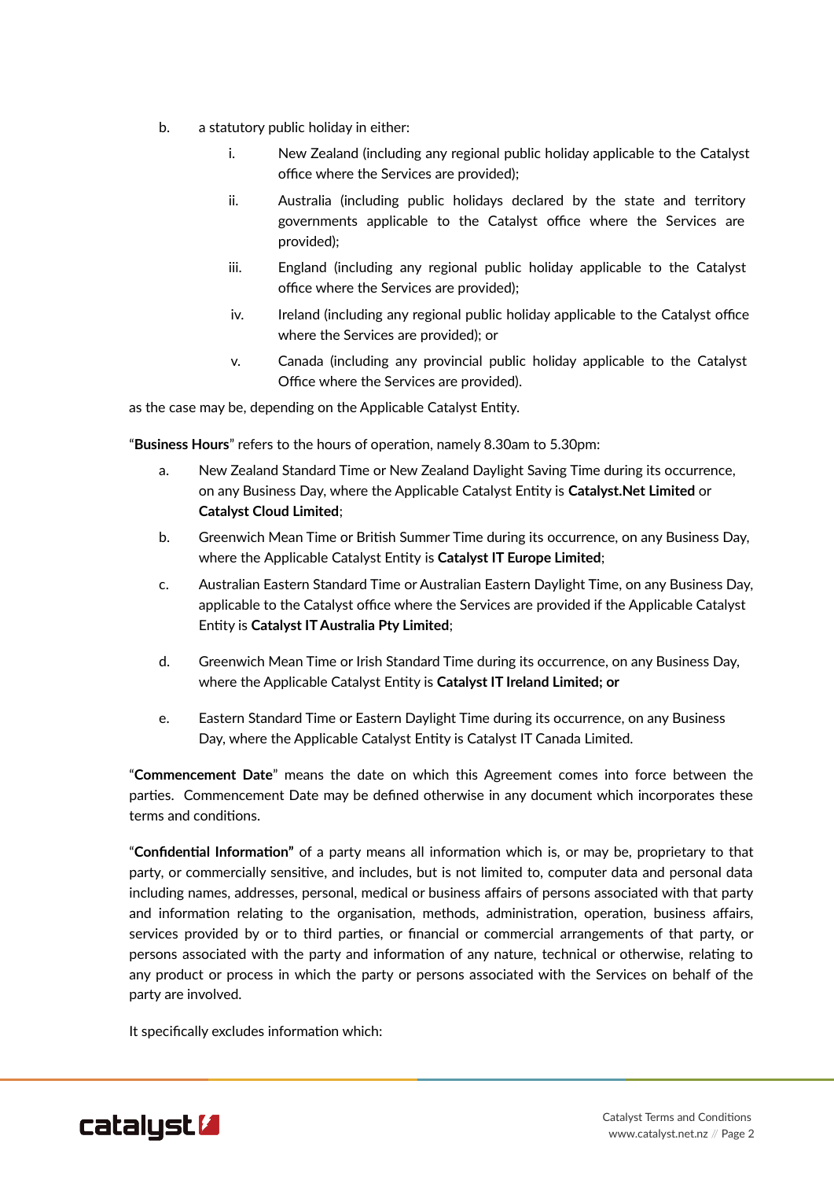b. a statutory public holiday in either:

   i. New Zealand (including any regional public holiday applicable to the Catalyst office where the Services are provided);

   ii. Australia (including public holidays declared by the state and territory governments applicable to the Catalyst office where the Services are provided);

   iii. England (including any regional public holiday applicable to the Catalyst office where the Services are provided);

   iv. Ireland (including any regional public holiday applicable to the Catalyst office where the Services are provided); or

   v. Canada (including any provincial public holiday applicable to the Catalyst Office where the Services are provided).

as the case may be, depending on the Applicable Catalyst Entity.

"**Business Hours**" refers to the hours of operation, namely 8.30am to 5.30pm:

a. New Zealand Standard Time or New Zealand Daylight Saving Time during its occurrence, on any Business Day, where the Applicable Catalyst Entity is **Catalyst.Net Limited** or **Catalyst Cloud Limited**;

b. Greenwich Mean Time or British Summer Time during its occurrence, on any Business Day, where the Applicable Catalyst Entity is **Catalyst IT Europe Limited**;

c. Australian Eastern Standard Time or Australian Eastern Daylight Time, on any Business Day, applicable to the Catalyst office where the Services are provided if the Applicable Catalyst Entity is **Catalyst IT Australia Pty Limited**;

d. Greenwich Mean Time or Irish Standard Time during its occurrence, on any Business Day, where the Applicable Catalyst Entity is **Catalyst IT Ireland Limited; or**

e. Eastern Standard Time or Eastern Daylight Time during its occurrence, on any Business Day, where the Applicable Catalyst Entity is Catalyst IT Canada Limited.

"**Commencement Date**" means the date on which this Agreement comes into force between the parties. Commencement Date may be defined otherwise in any document which incorporates these terms and conditions.

"**Confidential Information"** of a party means all information which is, or may be, proprietary to that party, or commercially sensitive, and includes, but is not limited to, computer data and personal data including names, addresses, personal, medical or business affairs of persons associated with that party and information relating to the organisation, methods, administration, operation, business affairs, services provided by or to third parties, or financial or commercial arrangements of that party, or persons associated with the party and information of any nature, technical or otherwise, relating to any product or process in which the party or persons associated with the Services on behalf of the party are involved.

It specifically excludes information which: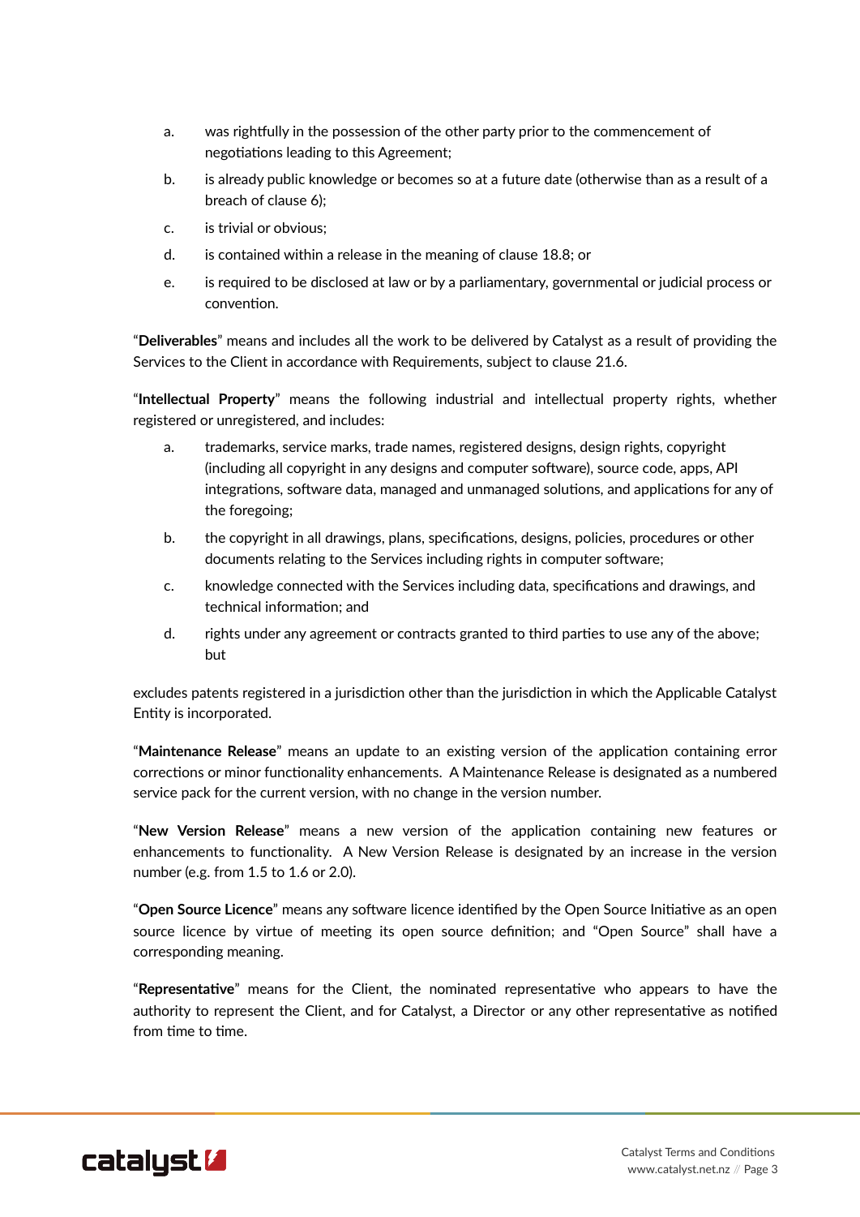a. was rightfully in the possession of the other party prior to the commencement of negotiations leading to this Agreement;

b. is already public knowledge or becomes so at a future date (otherwise than as a result of a breach of clause 6);

c. is trivial or obvious;

d. is contained within a release in the meaning of clause 18.8; or

e. is required to be disclosed at law or by a parliamentary, governmental or judicial process or convention.

"**Deliverables**" means and includes all the work to be delivered by Catalyst as a result of providing the Services to the Client in accordance with Requirements, subject to clause 21.6.

"**Intellectual Property**" means the following industrial and intellectual property rights, whether registered or unregistered, and includes:

a. trademarks, service marks, trade names, registered designs, design rights, copyright (including all copyright in any designs and computer software), source code, apps, API integrations, software data, managed and unmanaged solutions, and applications for any of the foregoing;

b. the copyright in all drawings, plans, specifications, designs, policies, procedures or other documents relating to the Services including rights in computer software;

c. knowledge connected with the Services including data, specifications and drawings, and technical information; and

d. rights under any agreement or contracts granted to third parties to use any of the above; but

excludes patents registered in a jurisdiction other than the jurisdiction in which the Applicable Catalyst Entity is incorporated.

"**Maintenance Release**" means an update to an existing version of the application containing error corrections or minor functionality enhancements. A Maintenance Release is designated as a numbered service pack for the current version, with no change in the version number.

"**New Version Release**" means a new version of the application containing new features or enhancements to functionality. A New Version Release is designated by an increase in the version number (e.g. from 1.5 to 1.6 or 2.0).

"**Open Source Licence**" means any software licence identified by the Open Source Initiative as an open source licence by virtue of meeting its open source definition; and "Open Source" shall have a corresponding meaning.

"**Representative**" means for the Client, the nominated representative who appears to have the authority to represent the Client, and for Catalyst, a Director or any other representative as notified from time to time.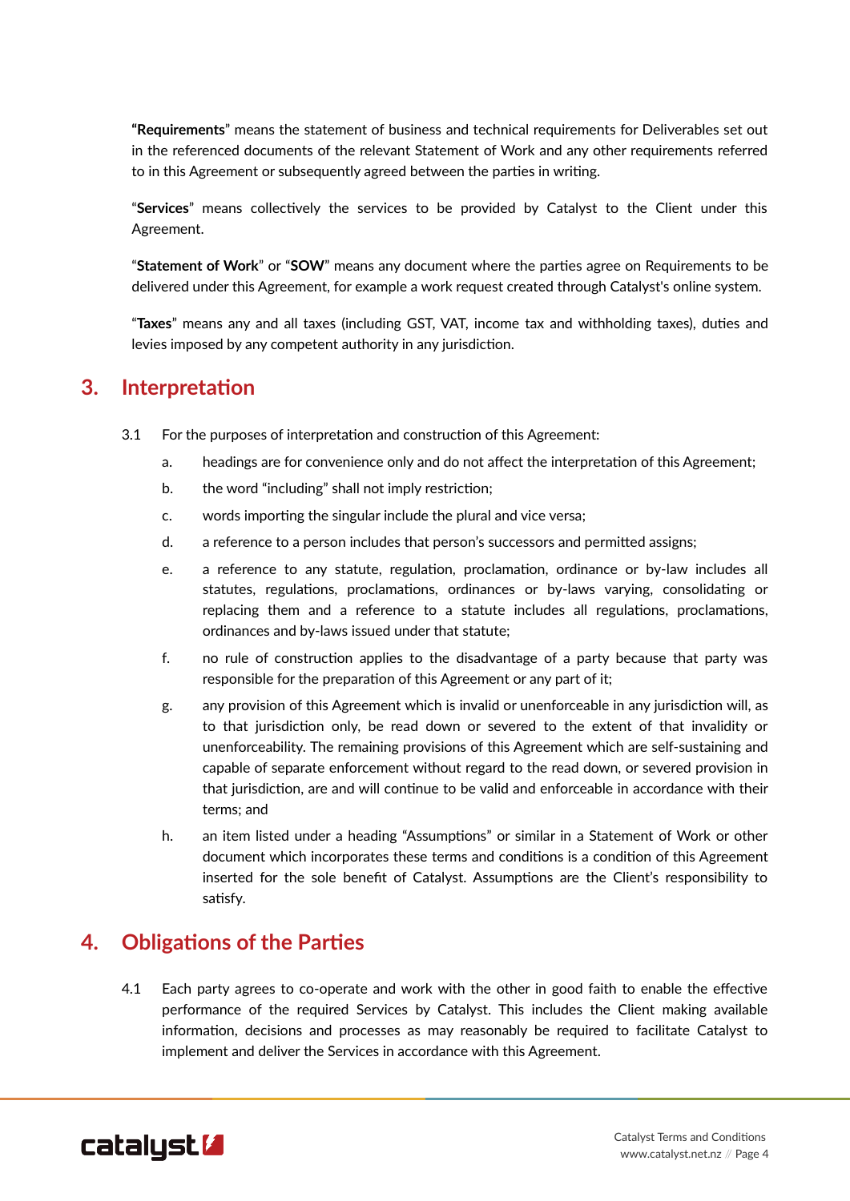"**Requirements**" means the statement of business and technical requirements for Deliverables set out in the referenced documents of the relevant Statement of Work and any other requirements referred to in this Agreement or subsequently agreed between the parties in writing.

"**Services**" means collectively the services to be provided by Catalyst to the Client under this Agreement.

"**Statement of Work**" or "**SOW**" means any document where the parties agree on Requirements to be delivered under this Agreement, for example a work request created through Catalyst's online system.

"**Taxes**" means any and all taxes (including GST, VAT, income tax and withholding taxes), duties and levies imposed by any competent authority in any jurisdiction.

## 3. Interpretation

3.1 For the purposes of interpretation and construction of this Agreement:

a. headings are for convenience only and do not affect the interpretation of this Agreement;

b. the word "including" shall not imply restriction;

c. words importing the singular include the plural and vice versa;

d. a reference to a person includes that person's successors and permitted assigns;

e. a reference to any statute, regulation, proclamation, ordinance or by-law includes all statutes, regulations, proclamations, ordinances or by-laws varying, consolidating or replacing them and a reference to a statute includes all regulations, proclamations, ordinances and by-laws issued under that statute;

f. no rule of construction applies to the disadvantage of a party because that party was responsible for the preparation of this Agreement or any part of it;

g. any provision of this Agreement which is invalid or unenforceable in any jurisdiction will, as to that jurisdiction only, be read down or severed to the extent of that invalidity or unenforceability. The remaining provisions of this Agreement which are self-sustaining and capable of separate enforcement without regard to the read down, or severed provision in that jurisdiction, are and will continue to be valid and enforceable in accordance with their terms; and

h. an item listed under a heading "Assumptions" or similar in a Statement of Work or other document which incorporates these terms and conditions is a condition of this Agreement inserted for the sole benefit of Catalyst. Assumptions are the Client's responsibility to satisfy.

## 4. Obligations of the Parties

4.1 Each party agrees to co-operate and work with the other in good faith to enable the effective performance of the required Services by Catalyst. This includes the Client making available information, decisions and processes as may reasonably be required to facilitate Catalyst to implement and deliver the Services in accordance with this Agreement.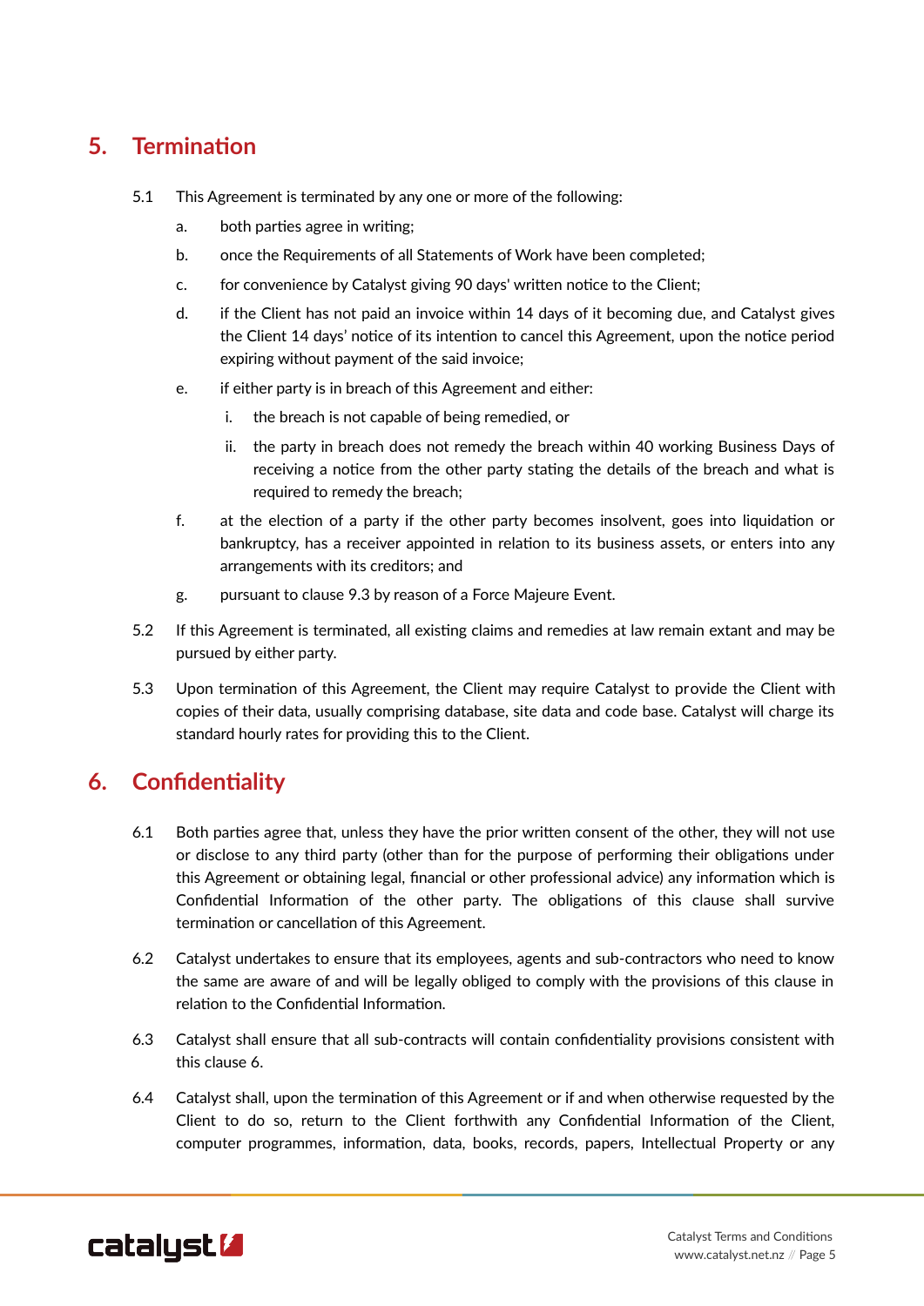## 5. Termination

5.1 This Agreement is terminated by any one or more of the following:

a. both parties agree in writing;

b. once the Requirements of all Statements of Work have been completed;

c. for convenience by Catalyst giving 90 days' written notice to the Client;

d. if the Client has not paid an invoice within 14 days of it becoming due, and Catalyst gives the Client 14 days' notice of its intention to cancel this Agreement, upon the notice period expiring without payment of the said invoice;

e. if either party is in breach of this Agreement and either:

   i. the breach is not capable of being remedied, or

   ii. the party in breach does not remedy the breach within 40 working Business Days of receiving a notice from the other party stating the details of the breach and what is required to remedy the breach;

f. at the election of a party if the other party becomes insolvent, goes into liquidation or bankruptcy, has a receiver appointed in relation to its business assets, or enters into any arrangements with its creditors; and

g. pursuant to clause 9.3 by reason of a Force Majeure Event.

5.2 If this Agreement is terminated, all existing claims and remedies at law remain extant and may be pursued by either party.

5.3 Upon termination of this Agreement, the Client may require Catalyst to provide the Client with copies of their data, usually comprising database, site data and code base. Catalyst will charge its standard hourly rates for providing this to the Client.

## 6. Confidentiality

6.1 Both parties agree that, unless they have the prior written consent of the other, they will not use or disclose to any third party (other than for the purpose of performing their obligations under this Agreement or obtaining legal, financial or other professional advice) any information which is Confidential Information of the other party. The obligations of this clause shall survive termination or cancellation of this Agreement.

6.2 Catalyst undertakes to ensure that its employees, agents and sub-contractors who need to know the same are aware of and will be legally obliged to comply with the provisions of this clause in relation to the Confidential Information.

6.3 Catalyst shall ensure that all sub-contracts will contain confidentiality provisions consistent with this clause 6.

6.4 Catalyst shall, upon the termination of this Agreement or if and when otherwise requested by the Client to do so, return to the Client forthwith any Confidential Information of the Client, computer programmes, information, data, books, records, papers, Intellectual Property or any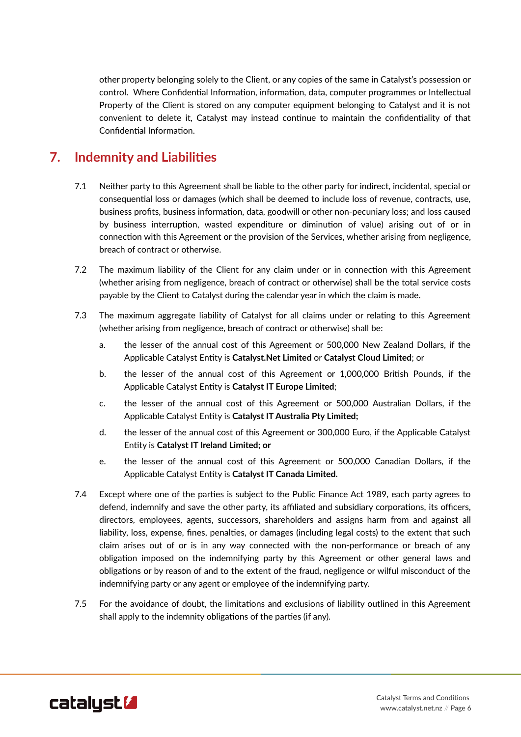other property belonging solely to the Client, or any copies of the same in Catalyst's possession or control. Where Confidential Information, information, data, computer programmes or Intellectual Property of the Client is stored on any computer equipment belonging to Catalyst and it is not convenient to delete it, Catalyst may instead continue to maintain the confidentiality of that Confidential Information.

## 7. Indemnity and Liabilities

7.1 Neither party to this Agreement shall be liable to the other party for indirect, incidental, special or consequential loss or damages (which shall be deemed to include loss of revenue, contracts, use, business profits, business information, data, goodwill or other non-pecuniary loss; and loss caused by business interruption, wasted expenditure or diminution of value) arising out of or in connection with this Agreement or the provision of the Services, whether arising from negligence, breach of contract or otherwise.

7.2 The maximum liability of the Client for any claim under or in connection with this Agreement (whether arising from negligence, breach of contract or otherwise) shall be the total service costs payable by the Client to Catalyst during the calendar year in which the claim is made.

7.3 The maximum aggregate liability of Catalyst for all claims under or relating to this Agreement (whether arising from negligence, breach of contract or otherwise) shall be:

a. the lesser of the annual cost of this Agreement or 500,000 New Zealand Dollars, if the Applicable Catalyst Entity is **Catalyst.Net Limited** or **Catalyst Cloud Limited**; or

b. the lesser of the annual cost of this Agreement or 1,000,000 British Pounds, if the Applicable Catalyst Entity is **Catalyst IT Europe Limited**;

c. the lesser of the annual cost of this Agreement or 500,000 Australian Dollars, if the Applicable Catalyst Entity is **Catalyst IT Australia Pty Limited;**

d. the lesser of the annual cost of this Agreement or 300,000 Euro, if the Applicable Catalyst Entity is **Catalyst IT Ireland Limited; or**

e. the lesser of the annual cost of this Agreement or 500,000 Canadian Dollars, if the Applicable Catalyst Entity is **Catalyst IT Canada Limited.**

7.4 Except where one of the parties is subject to the Public Finance Act 1989, each party agrees to defend, indemnify and save the other party, its affiliated and subsidiary corporations, its officers, directors, employees, agents, successors, shareholders and assigns harm from and against all liability, loss, expense, fines, penalties, or damages (including legal costs) to the extent that such claim arises out of or is in any way connected with the non-performance or breach of any obligation imposed on the indemnifying party by this Agreement or other general laws and obligations or by reason of and to the extent of the fraud, negligence or wilful misconduct of the indemnifying party or any agent or employee of the indemnifying party.

7.5 For the avoidance of doubt, the limitations and exclusions of liability outlined in this Agreement shall apply to the indemnity obligations of the parties (if any).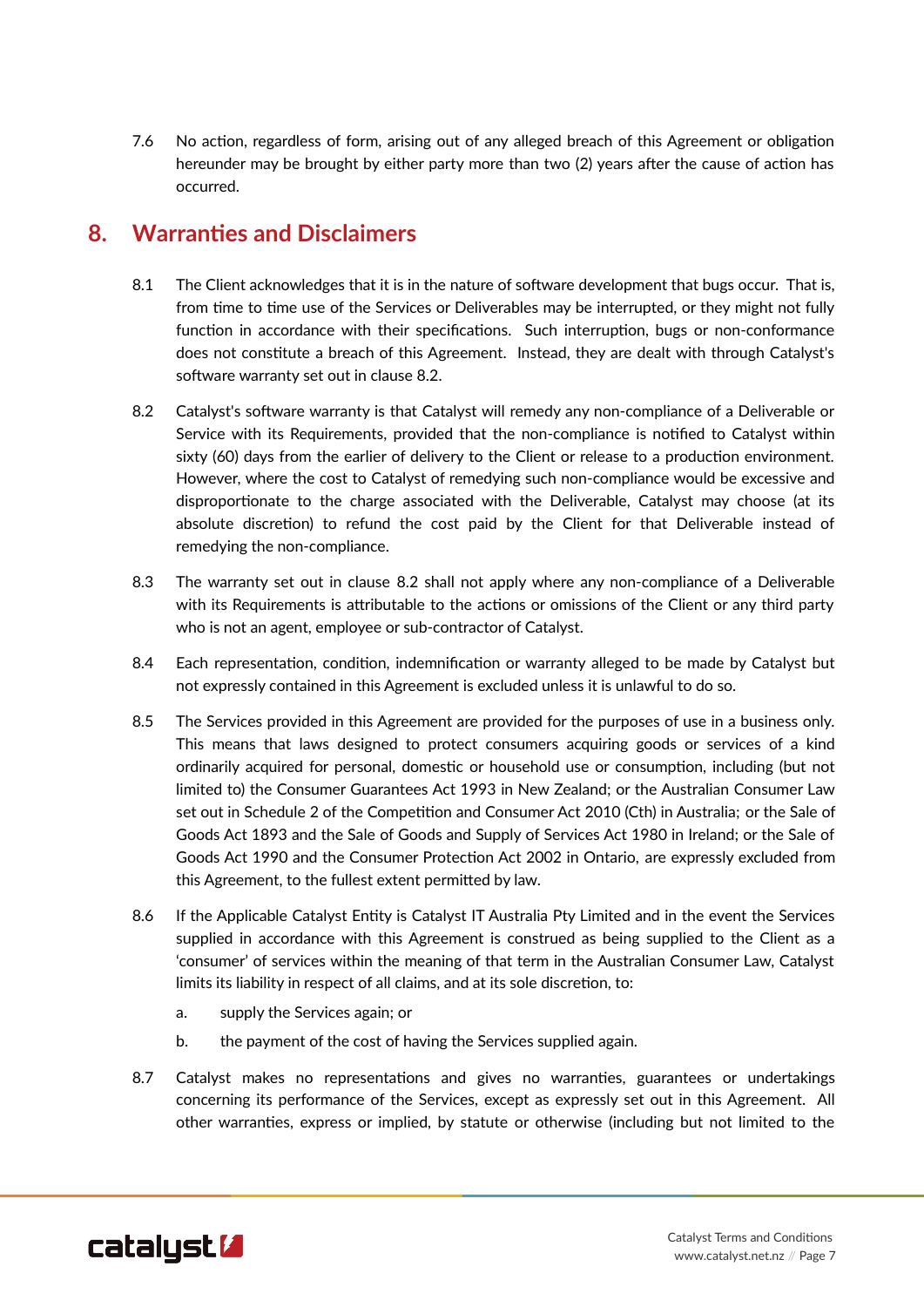7.6 No action, regardless of form, arising out of any alleged breach of this Agreement or obligation hereunder may be brought by either party more than two (2) years after the cause of action has occurred.

## 8. Warranties and Disclaimers

8.1 The Client acknowledges that it is in the nature of software development that bugs occur. That is, from time to time use of the Services or Deliverables may be interrupted, or they might not fully function in accordance with their specifications. Such interruption, bugs or non-conformance does not constitute a breach of this Agreement. Instead, they are dealt with through Catalyst's software warranty set out in clause 8.2.

8.2 Catalyst's software warranty is that Catalyst will remedy any non-compliance of a Deliverable or Service with its Requirements, provided that the non-compliance is notified to Catalyst within sixty (60) days from the earlier of delivery to the Client or release to a production environment. However, where the cost to Catalyst of remedying such non-compliance would be excessive and disproportionate to the charge associated with the Deliverable, Catalyst may choose (at its absolute discretion) to refund the cost paid by the Client for that Deliverable instead of remedying the non-compliance.

8.3 The warranty set out in clause 8.2 shall not apply where any non-compliance of a Deliverable with its Requirements is attributable to the actions or omissions of the Client or any third party who is not an agent, employee or sub-contractor of Catalyst.

8.4 Each representation, condition, indemnification or warranty alleged to be made by Catalyst but not expressly contained in this Agreement is excluded unless it is unlawful to do so.

8.5 The Services provided in this Agreement are provided for the purposes of use in a business only. This means that laws designed to protect consumers acquiring goods or services of a kind ordinarily acquired for personal, domestic or household use or consumption, including (but not limited to) the Consumer Guarantees Act 1993 in New Zealand; or the Australian Consumer Law set out in Schedule 2 of the Competition and Consumer Act 2010 (Cth) in Australia; or the Sale of Goods Act 1893 and the Sale of Goods and Supply of Services Act 1980 in Ireland; or the Sale of Goods Act 1990 and the Consumer Protection Act 2002 in Ontario, are expressly excluded from this Agreement, to the fullest extent permitted by law.

8.6 If the Applicable Catalyst Entity is Catalyst IT Australia Pty Limited and in the event the Services supplied in accordance with this Agreement is construed as being supplied to the Client as a 'consumer' of services within the meaning of that term in the Australian Consumer Law, Catalyst limits its liability in respect of all claims, and at its sole discretion, to:

a. supply the Services again; or

b. the payment of the cost of having the Services supplied again.

8.7 Catalyst makes no representations and gives no warranties, guarantees or undertakings concerning its performance of the Services, except as expressly set out in this Agreement. All other warranties, express or implied, by statute or otherwise (including but not limited to the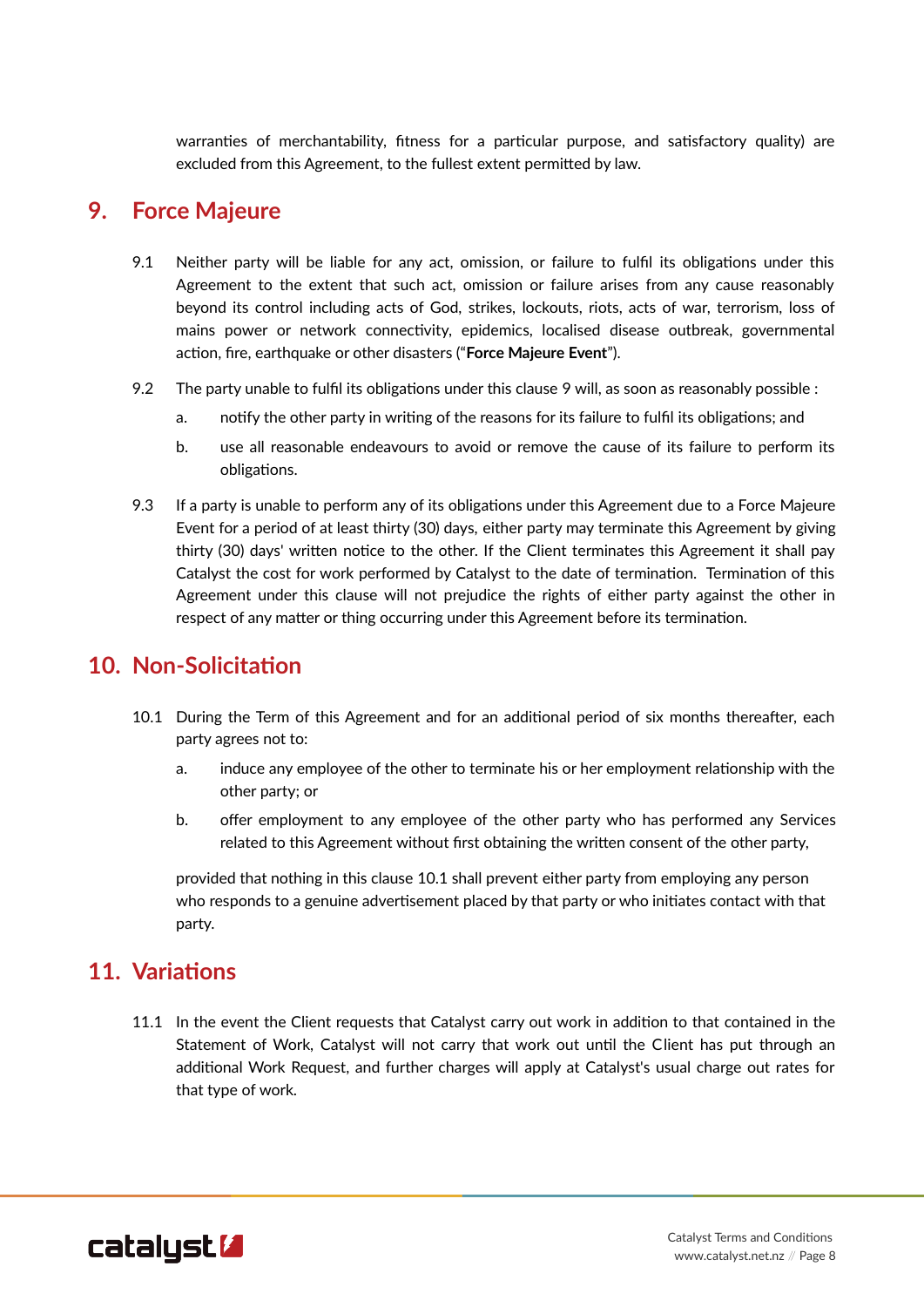warranties of merchantability, fitness for a particular purpose, and satisfactory quality) are excluded from this Agreement, to the fullest extent permitted by law.

## 9. Force Majeure

9.1 Neither party will be liable for any act, omission, or failure to fulfil its obligations under this Agreement to the extent that such act, omission or failure arises from any cause reasonably beyond its control including acts of God, strikes, lockouts, riots, acts of war, terrorism, loss of mains power or network connectivity, epidemics, localised disease outbreak, governmental action, fire, earthquake or other disasters ("**Force Majeure Event**").

9.2 The party unable to fulfil its obligations under this clause 9 will, as soon as reasonably possible :

a. notify the other party in writing of the reasons for its failure to fulfil its obligations; and

b. use all reasonable endeavours to avoid or remove the cause of its failure to perform its obligations.

9.3 If a party is unable to perform any of its obligations under this Agreement due to a Force Majeure Event for a period of at least thirty (30) days, either party may terminate this Agreement by giving thirty (30) days' written notice to the other. If the Client terminates this Agreement it shall pay Catalyst the cost for work performed by Catalyst to the date of termination. Termination of this Agreement under this clause will not prejudice the rights of either party against the other in respect of any matter or thing occurring under this Agreement before its termination.

## 10. Non-Solicitation

10.1 During the Term of this Agreement and for an additional period of six months thereafter, each party agrees not to:

a. induce any employee of the other to terminate his or her employment relationship with the other party; or

b. offer employment to any employee of the other party who has performed any Services related to this Agreement without first obtaining the written consent of the other party,

provided that nothing in this clause 10.1 shall prevent either party from employing any person who responds to a genuine advertisement placed by that party or who initiates contact with that party.

## 11. Variations

11.1 In the event the Client requests that Catalyst carry out work in addition to that contained in the Statement of Work, Catalyst will not carry that work out until the Client has put through an additional Work Request, and further charges will apply at Catalyst's usual charge out rates for that type of work.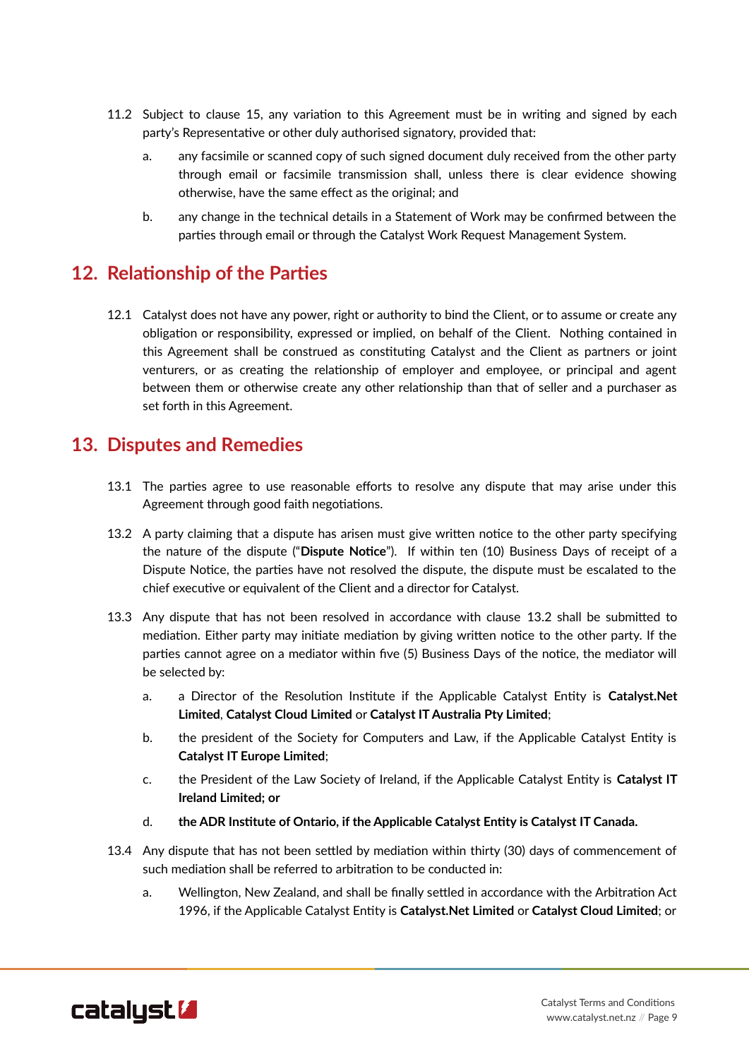11.2 Subject to clause 15, any variation to this Agreement must be in writing and signed by each party's Representative or other duly authorised signatory, provided that:

a. any facsimile or scanned copy of such signed document duly received from the other party through email or facsimile transmission shall, unless there is clear evidence showing otherwise, have the same effect as the original; and

b. any change in the technical details in a Statement of Work may be confirmed between the parties through email or through the Catalyst Work Request Management System.

## 12. Relationship of the Parties

12.1 Catalyst does not have any power, right or authority to bind the Client, or to assume or create any obligation or responsibility, expressed or implied, on behalf of the Client. Nothing contained in this Agreement shall be construed as constituting Catalyst and the Client as partners or joint venturers, or as creating the relationship of employer and employee, or principal and agent between them or otherwise create any other relationship than that of seller and a purchaser as set forth in this Agreement.

## 13. Disputes and Remedies

13.1 The parties agree to use reasonable efforts to resolve any dispute that may arise under this Agreement through good faith negotiations.

13.2 A party claiming that a dispute has arisen must give written notice to the other party specifying the nature of the dispute ("**Dispute Notice**"). If within ten (10) Business Days of receipt of a Dispute Notice, the parties have not resolved the dispute, the dispute must be escalated to the chief executive or equivalent of the Client and a director for Catalyst.

13.3 Any dispute that has not been resolved in accordance with clause 13.2 shall be submitted to mediation. Either party may initiate mediation by giving written notice to the other party. If the parties cannot agree on a mediator within five (5) Business Days of the notice, the mediator will be selected by:

a. a Director of the Resolution Institute if the Applicable Catalyst Entity is **Catalyst.Net Limited**, **Catalyst Cloud Limited** or **Catalyst IT Australia Pty Limited**;

b. the president of the Society for Computers and Law, if the Applicable Catalyst Entity is **Catalyst IT Europe Limited**;

c. the President of the Law Society of Ireland, if the Applicable Catalyst Entity is **Catalyst IT Ireland Limited; or**

d. **the ADR Institute of Ontario, if the Applicable Catalyst Entity is Catalyst IT Canada.**

13.4 Any dispute that has not been settled by mediation within thirty (30) days of commencement of such mediation shall be referred to arbitration to be conducted in:

a. Wellington, New Zealand, and shall be finally settled in accordance with the Arbitration Act 1996, if the Applicable Catalyst Entity is **Catalyst.Net Limited** or **Catalyst Cloud Limited**; or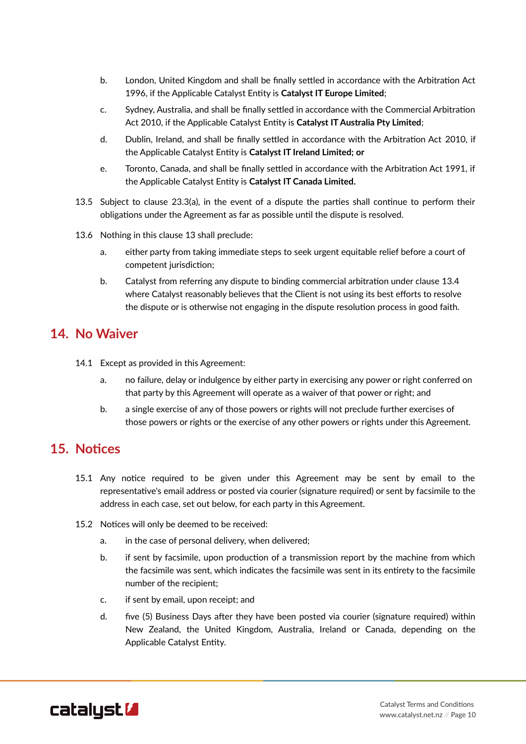b. London, United Kingdom and shall be finally settled in accordance with the Arbitration Act 1996, if the Applicable Catalyst Entity is **Catalyst IT Europe Limited**;

c. Sydney, Australia, and shall be finally settled in accordance with the Commercial Arbitration Act 2010, if the Applicable Catalyst Entity is **Catalyst IT Australia Pty Limited**;

d. Dublin, Ireland, and shall be finally settled in accordance with the Arbitration Act 2010, if the Applicable Catalyst Entity is **Catalyst IT Ireland Limited; or**

e. Toronto, Canada, and shall be finally settled in accordance with the Arbitration Act 1991, if the Applicable Catalyst Entity is **Catalyst IT Canada Limited.**

13.5 Subject to clause 23.3(a), in the event of a dispute the parties shall continue to perform their obligations under the Agreement as far as possible until the dispute is resolved.

13.6 Nothing in this clause 13 shall preclude:

a. either party from taking immediate steps to seek urgent equitable relief before a court of competent jurisdiction;

b. Catalyst from referring any dispute to binding commercial arbitration under clause 13.4 where Catalyst reasonably believes that the Client is not using its best efforts to resolve the dispute or is otherwise not engaging in the dispute resolution process in good faith.

## 14. No Waiver

14.1 Except as provided in this Agreement:

a. no failure, delay or indulgence by either party in exercising any power or right conferred on that party by this Agreement will operate as a waiver of that power or right; and

b. a single exercise of any of those powers or rights will not preclude further exercises of those powers or rights or the exercise of any other powers or rights under this Agreement.

## 15. Notices

15.1 Any notice required to be given under this Agreement may be sent by email to the representative's email address or posted via courier (signature required) or sent by facsimile to the address in each case, set out below, for each party in this Agreement.

15.2 Notices will only be deemed to be received:

a. in the case of personal delivery, when delivered;

b. if sent by facsimile, upon production of a transmission report by the machine from which the facsimile was sent, which indicates the facsimile was sent in its entirety to the facsimile number of the recipient;

c. if sent by email, upon receipt; and

d. five (5) Business Days after they have been posted via courier (signature required) within New Zealand, the United Kingdom, Australia, Ireland or Canada, depending on the Applicable Catalyst Entity.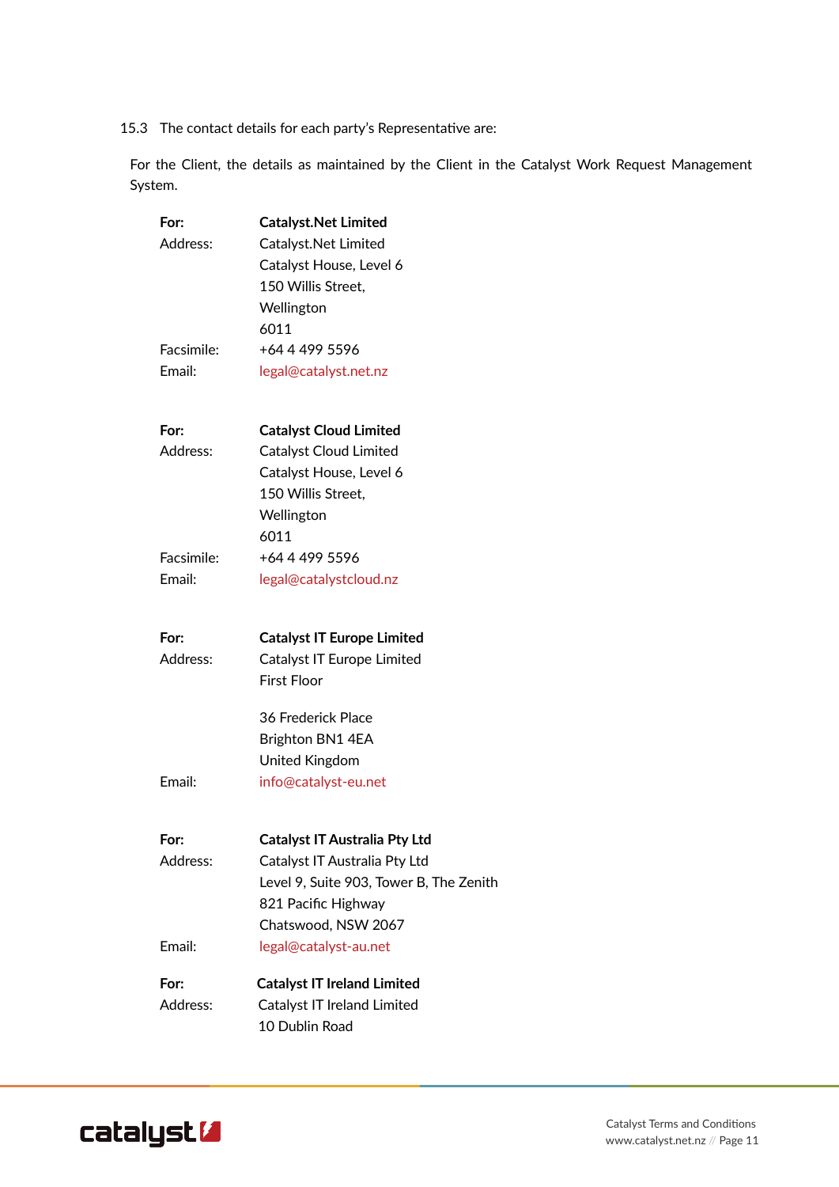15.3 The contact details for each party's Representative are:

For the Client, the details as maintained by the Client in the Catalyst Work Request Management System.

| | |
|---|---|
| **For:** | **Catalyst.Net Limited** |
| Address: | Catalyst.Net Limited<br>Catalyst House, Level 6<br>150 Willis Street,<br>Wellington<br>6011 |
| Facsimile: | +64 4 499 5596 |
| Email: | legal@catalyst.net.nz |

| | |
|---|---|
| **For:** | **Catalyst Cloud Limited** |
| Address: | Catalyst Cloud Limited<br>Catalyst House, Level 6<br>150 Willis Street,<br>Wellington<br>6011 |
| Facsimile: | +64 4 499 5596 |
| Email: | legal@catalystcloud.nz |

| | |
|---|---|
| **For:** | **Catalyst IT Europe Limited** |
| Address: | Catalyst IT Europe Limited<br>First Floor<br><br>36 Frederick Place<br>Brighton BN1 4EA<br>United Kingdom |
| Email: | info@catalyst-eu.net |

| | |
|---|---|
| **For:** | **Catalyst IT Australia Pty Ltd** |
| Address: | Catalyst IT Australia Pty Ltd<br>Level 9, Suite 903, Tower B, The Zenith<br>821 Pacific Highway<br>Chatswood, NSW 2067 |
| Email: | legal@catalyst-au.net |

| | |
|---|---|
| **For:** | **Catalyst IT Ireland Limited** |
| Address: | Catalyst IT Ireland Limited<br>10 Dublin Road |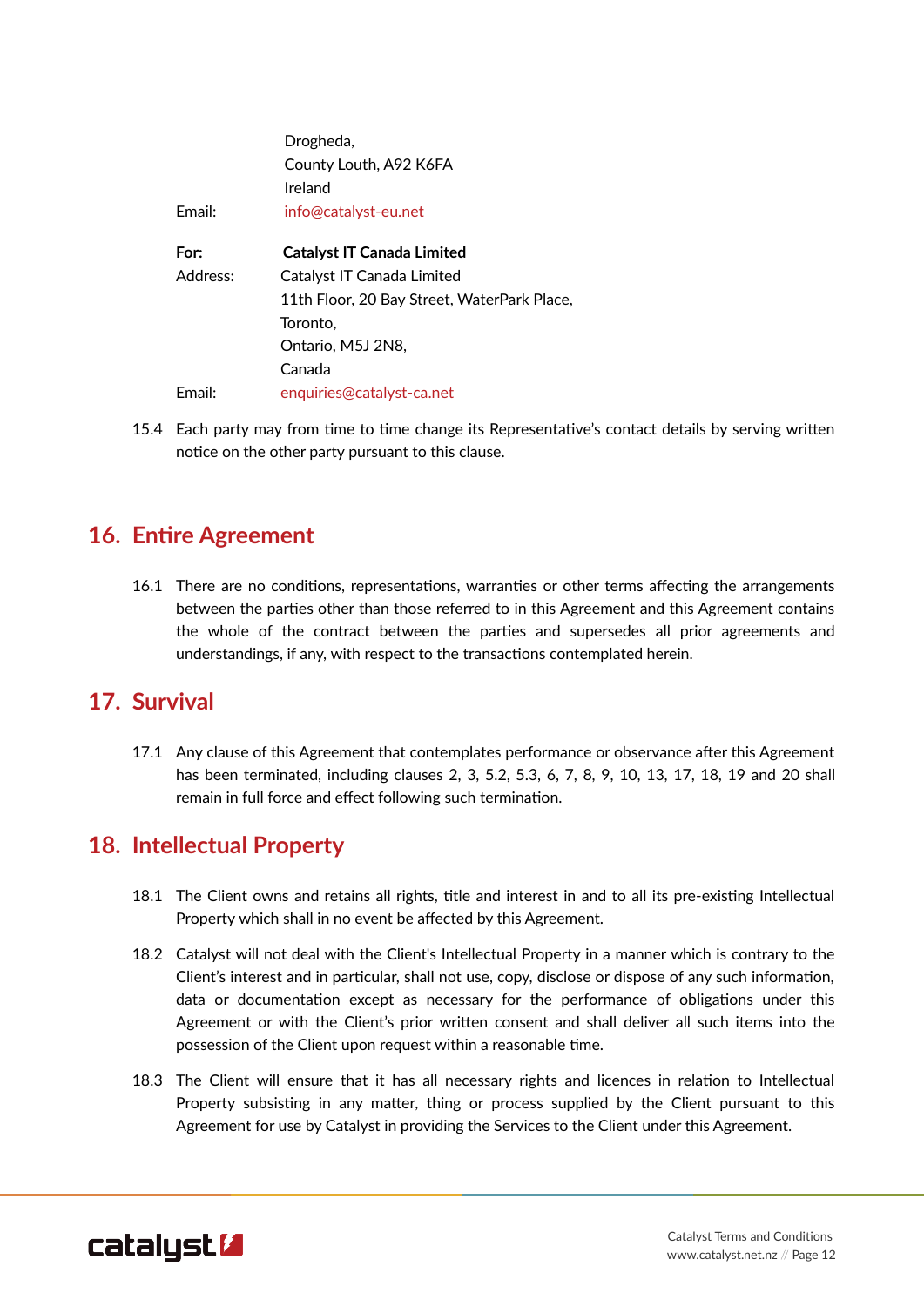Drogheda,
County Louth, A92 K6FA
Ireland

Email: info@catalyst-eu.net

**For:** **Catalyst IT Canada Limited**

Address: Catalyst IT Canada Limited
11th Floor, 20 Bay Street, WaterPark Place,
Toronto,
Ontario, M5J 2N8,
Canada

Email: enquiries@catalyst-ca.net

15.4 Each party may from time to time change its Representative's contact details by serving written notice on the other party pursuant to this clause.

## 16. Entire Agreement

16.1 There are no conditions, representations, warranties or other terms affecting the arrangements between the parties other than those referred to in this Agreement and this Agreement contains the whole of the contract between the parties and supersedes all prior agreements and understandings, if any, with respect to the transactions contemplated herein.

## 17. Survival

17.1 Any clause of this Agreement that contemplates performance or observance after this Agreement has been terminated, including clauses 2, 3, 5.2, 5.3, 6, 7, 8, 9, 10, 13, 17, 18, 19 and 20 shall remain in full force and effect following such termination.

## 18. Intellectual Property

18.1 The Client owns and retains all rights, title and interest in and to all its pre-existing Intellectual Property which shall in no event be affected by this Agreement.

18.2 Catalyst will not deal with the Client's Intellectual Property in a manner which is contrary to the Client's interest and in particular, shall not use, copy, disclose or dispose of any such information, data or documentation except as necessary for the performance of obligations under this Agreement or with the Client's prior written consent and shall deliver all such items into the possession of the Client upon request within a reasonable time.

18.3 The Client will ensure that it has all necessary rights and licences in relation to Intellectual Property subsisting in any matter, thing or process supplied by the Client pursuant to this Agreement for use by Catalyst in providing the Services to the Client under this Agreement.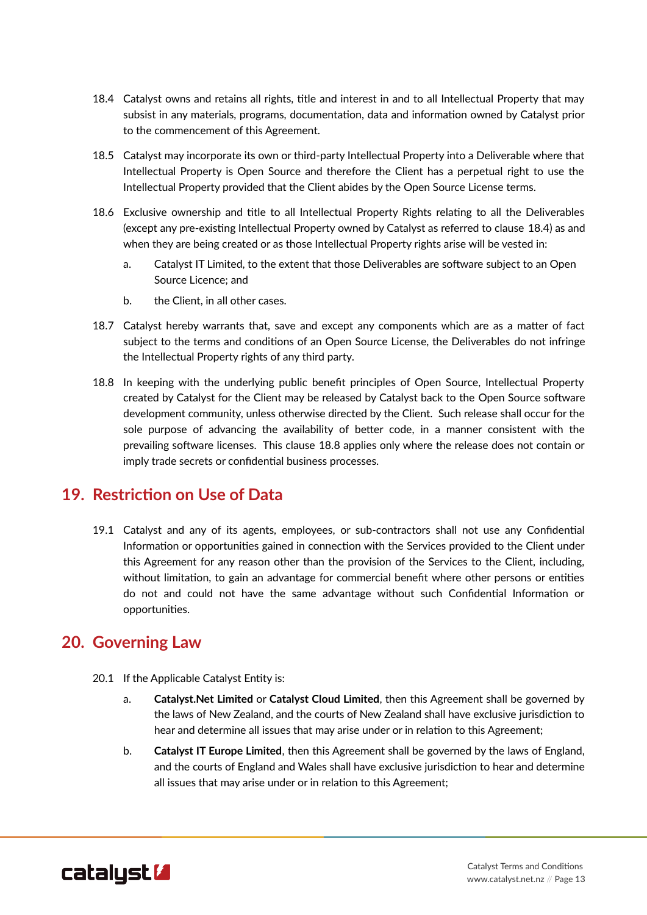18.4 Catalyst owns and retains all rights, title and interest in and to all Intellectual Property that may subsist in any materials, programs, documentation, data and information owned by Catalyst prior to the commencement of this Agreement.

18.5 Catalyst may incorporate its own or third-party Intellectual Property into a Deliverable where that Intellectual Property is Open Source and therefore the Client has a perpetual right to use the Intellectual Property provided that the Client abides by the Open Source License terms.

18.6 Exclusive ownership and title to all Intellectual Property Rights relating to all the Deliverables (except any pre-existing Intellectual Property owned by Catalyst as referred to clause 18.4) as and when they are being created or as those Intellectual Property rights arise will be vested in:

a. Catalyst IT Limited, to the extent that those Deliverables are software subject to an Open Source Licence; and

b. the Client, in all other cases.

18.7 Catalyst hereby warrants that, save and except any components which are as a matter of fact subject to the terms and conditions of an Open Source License, the Deliverables do not infringe the Intellectual Property rights of any third party.

18.8 In keeping with the underlying public benefit principles of Open Source, Intellectual Property created by Catalyst for the Client may be released by Catalyst back to the Open Source software development community, unless otherwise directed by the Client. Such release shall occur for the sole purpose of advancing the availability of better code, in a manner consistent with the prevailing software licenses. This clause 18.8 applies only where the release does not contain or imply trade secrets or confidential business processes.

## 19. Restriction on Use of Data

19.1 Catalyst and any of its agents, employees, or sub-contractors shall not use any Confidential Information or opportunities gained in connection with the Services provided to the Client under this Agreement for any reason other than the provision of the Services to the Client, including, without limitation, to gain an advantage for commercial benefit where other persons or entities do not and could not have the same advantage without such Confidential Information or opportunities.

## 20. Governing Law

20.1 If the Applicable Catalyst Entity is:

a. **Catalyst.Net Limited** or **Catalyst Cloud Limited**, then this Agreement shall be governed by the laws of New Zealand, and the courts of New Zealand shall have exclusive jurisdiction to hear and determine all issues that may arise under or in relation to this Agreement;

b. **Catalyst IT Europe Limited**, then this Agreement shall be governed by the laws of England, and the courts of England and Wales shall have exclusive jurisdiction to hear and determine all issues that may arise under or in relation to this Agreement;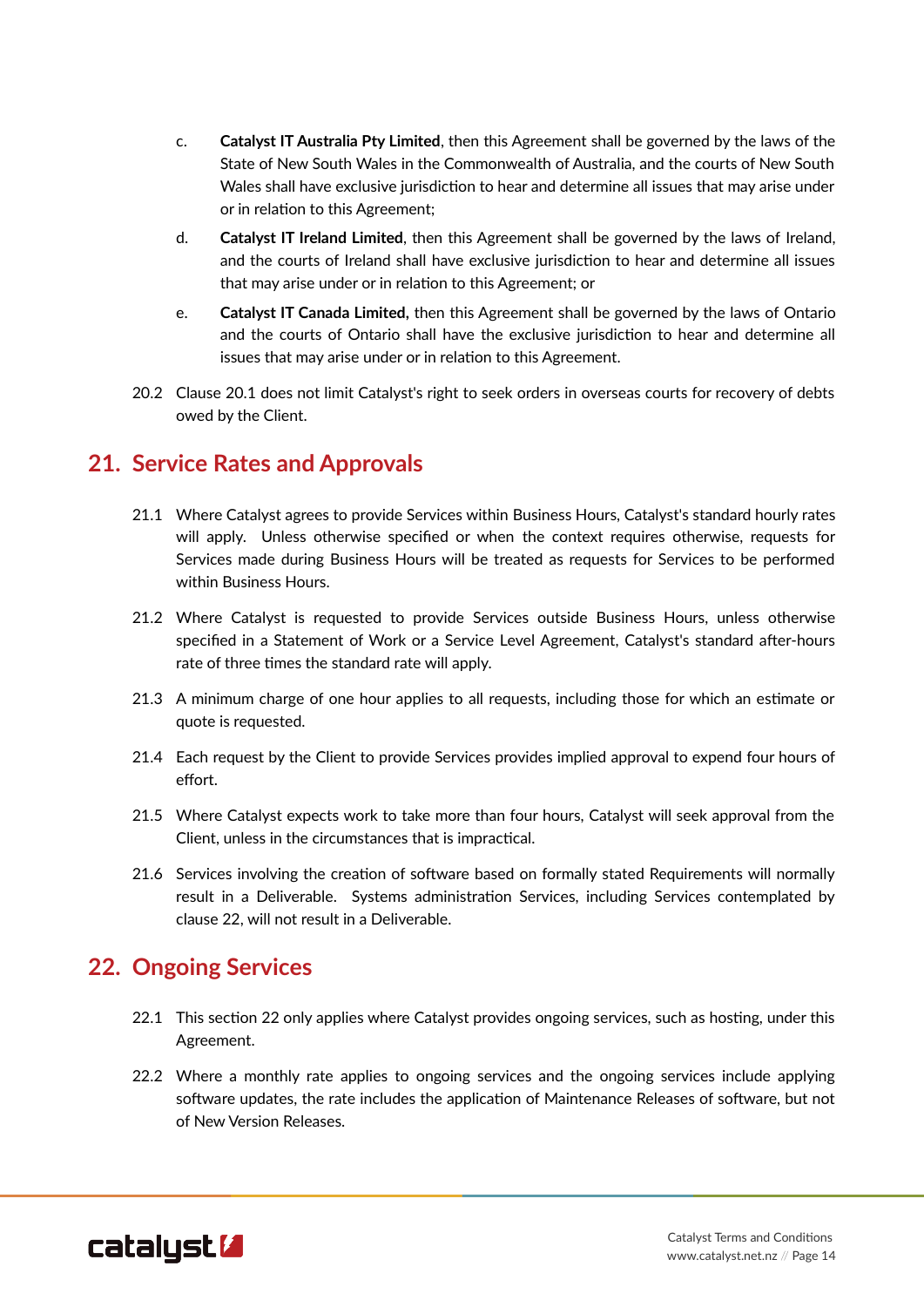c. **Catalyst IT Australia Pty Limited**, then this Agreement shall be governed by the laws of the State of New South Wales in the Commonwealth of Australia, and the courts of New South Wales shall have exclusive jurisdiction to hear and determine all issues that may arise under or in relation to this Agreement;

d. **Catalyst IT Ireland Limited**, then this Agreement shall be governed by the laws of Ireland, and the courts of Ireland shall have exclusive jurisdiction to hear and determine all issues that may arise under or in relation to this Agreement; or

e. **Catalyst IT Canada Limited,** then this Agreement shall be governed by the laws of Ontario and the courts of Ontario shall have the exclusive jurisdiction to hear and determine all issues that may arise under or in relation to this Agreement.

20.2 Clause 20.1 does not limit Catalyst's right to seek orders in overseas courts for recovery of debts owed by the Client.

## 21. Service Rates and Approvals

21.1 Where Catalyst agrees to provide Services within Business Hours, Catalyst's standard hourly rates will apply. Unless otherwise specified or when the context requires otherwise, requests for Services made during Business Hours will be treated as requests for Services to be performed within Business Hours.

21.2 Where Catalyst is requested to provide Services outside Business Hours, unless otherwise specified in a Statement of Work or a Service Level Agreement, Catalyst's standard after-hours rate of three times the standard rate will apply.

21.3 A minimum charge of one hour applies to all requests, including those for which an estimate or quote is requested.

21.4 Each request by the Client to provide Services provides implied approval to expend four hours of effort.

21.5 Where Catalyst expects work to take more than four hours, Catalyst will seek approval from the Client, unless in the circumstances that is impractical.

21.6 Services involving the creation of software based on formally stated Requirements will normally result in a Deliverable. Systems administration Services, including Services contemplated by clause 22, will not result in a Deliverable.

## 22. Ongoing Services

22.1 This section 22 only applies where Catalyst provides ongoing services, such as hosting, under this Agreement.

22.2 Where a monthly rate applies to ongoing services and the ongoing services include applying software updates, the rate includes the application of Maintenance Releases of software, but not of New Version Releases.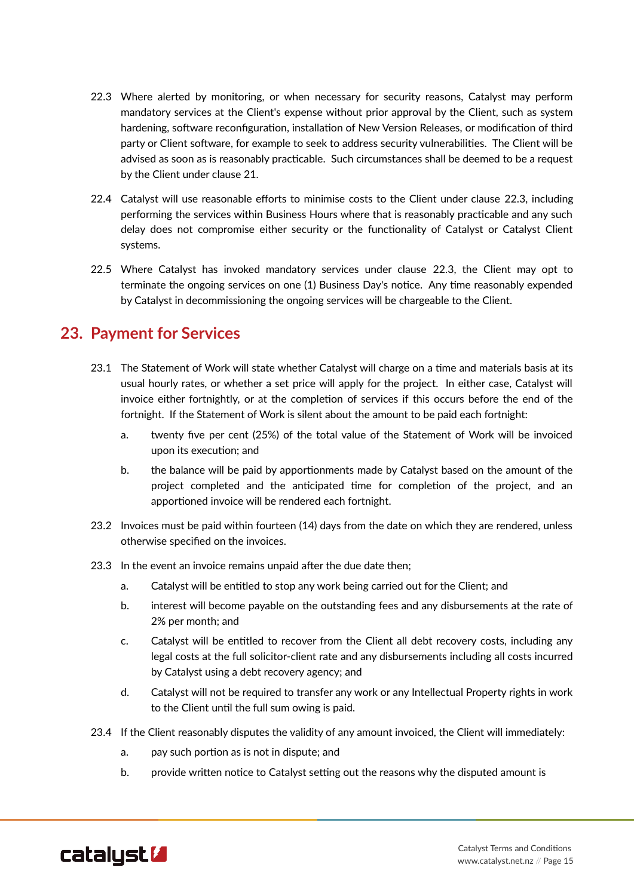22.3 Where alerted by monitoring, or when necessary for security reasons, Catalyst may perform mandatory services at the Client's expense without prior approval by the Client, such as system hardening, software reconfiguration, installation of New Version Releases, or modification of third party or Client software, for example to seek to address security vulnerabilities. The Client will be advised as soon as is reasonably practicable. Such circumstances shall be deemed to be a request by the Client under clause 21.

22.4 Catalyst will use reasonable efforts to minimise costs to the Client under clause 22.3, including performing the services within Business Hours where that is reasonably practicable and any such delay does not compromise either security or the functionality of Catalyst or Catalyst Client systems.

22.5 Where Catalyst has invoked mandatory services under clause 22.3, the Client may opt to terminate the ongoing services on one (1) Business Day's notice. Any time reasonably expended by Catalyst in decommissioning the ongoing services will be chargeable to the Client.

## 23. Payment for Services

23.1 The Statement of Work will state whether Catalyst will charge on a time and materials basis at its usual hourly rates, or whether a set price will apply for the project. In either case, Catalyst will invoice either fortnightly, or at the completion of services if this occurs before the end of the fortnight. If the Statement of Work is silent about the amount to be paid each fortnight:

a. twenty five per cent (25%) of the total value of the Statement of Work will be invoiced upon its execution; and

b. the balance will be paid by apportionments made by Catalyst based on the amount of the project completed and the anticipated time for completion of the project, and an apportioned invoice will be rendered each fortnight.

23.2 Invoices must be paid within fourteen (14) days from the date on which they are rendered, unless otherwise specified on the invoices.

23.3 In the event an invoice remains unpaid after the due date then;

a. Catalyst will be entitled to stop any work being carried out for the Client; and

b. interest will become payable on the outstanding fees and any disbursements at the rate of 2% per month; and

c. Catalyst will be entitled to recover from the Client all debt recovery costs, including any legal costs at the full solicitor-client rate and any disbursements including all costs incurred by Catalyst using a debt recovery agency; and

d. Catalyst will not be required to transfer any work or any Intellectual Property rights in work to the Client until the full sum owing is paid.

23.4 If the Client reasonably disputes the validity of any amount invoiced, the Client will immediately:

a. pay such portion as is not in dispute; and

b. provide written notice to Catalyst setting out the reasons why the disputed amount is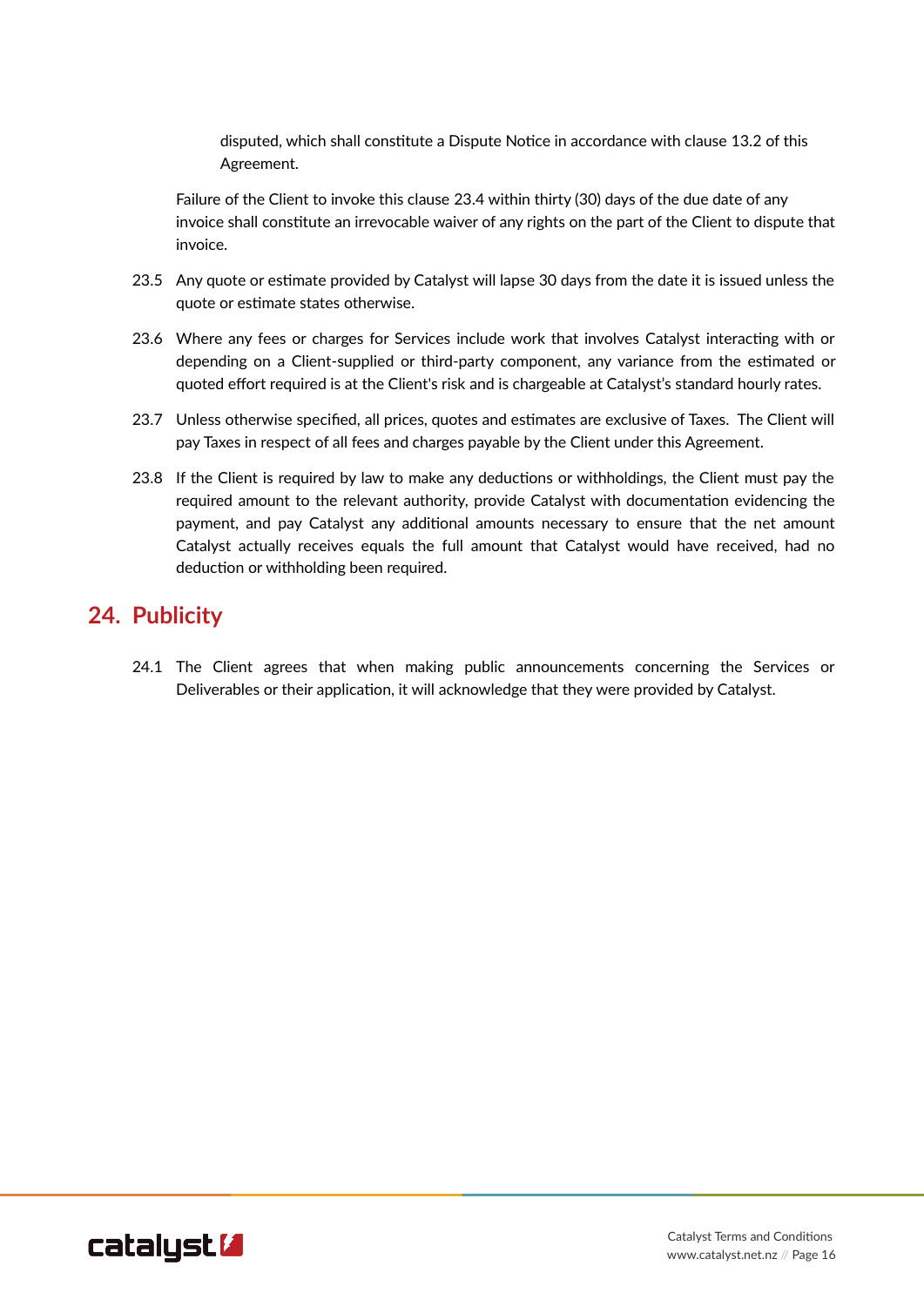disputed, which shall constitute a Dispute Notice in accordance with clause 13.2 of this Agreement.

Failure of the Client to invoke this clause 23.4 within thirty (30) days of the due date of any invoice shall constitute an irrevocable waiver of any rights on the part of the Client to dispute that invoice.

23.5 Any quote or estimate provided by Catalyst will lapse 30 days from the date it is issued unless the quote or estimate states otherwise.

23.6 Where any fees or charges for Services include work that involves Catalyst interacting with or depending on a Client-supplied or third-party component, any variance from the estimated or quoted effort required is at the Client's risk and is chargeable at Catalyst's standard hourly rates.

23.7 Unless otherwise specified, all prices, quotes and estimates are exclusive of Taxes. The Client will pay Taxes in respect of all fees and charges payable by the Client under this Agreement.

23.8 If the Client is required by law to make any deductions or withholdings, the Client must pay the required amount to the relevant authority, provide Catalyst with documentation evidencing the payment, and pay Catalyst any additional amounts necessary to ensure that the net amount Catalyst actually receives equals the full amount that Catalyst would have received, had no deduction or withholding been required.

## 24. Publicity

24.1 The Client agrees that when making public announcements concerning the Services or Deliverables or their application, it will acknowledge that they were provided by Catalyst.